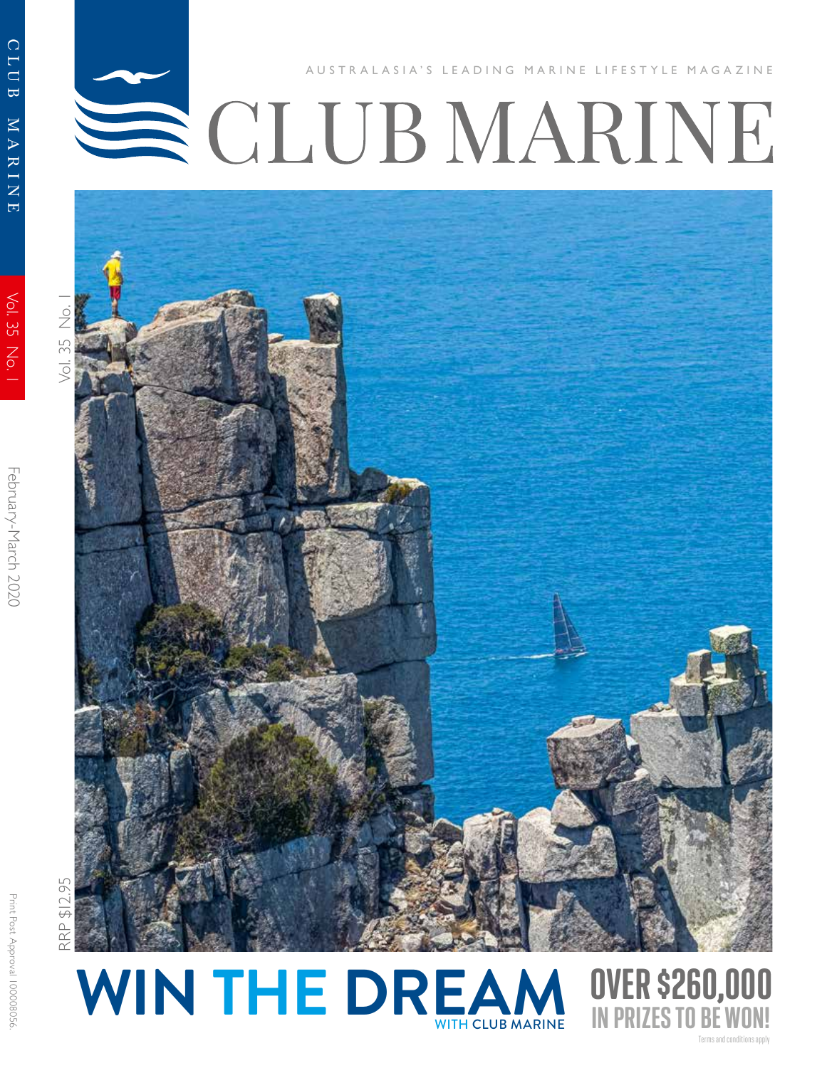AUSTRALASIA'S LEADING MARINE LIFESTYLE MAGAZINE

# CLUB MARINE

Vol. 35 No. 1

February-March 2020

RRP $12.95

Print Post Approval 100008056.

## WIN THE DREAM WITH CLUB MARINE

## OVER $260,000 IN PRIZES TO BE WON!

Terms and conditions apply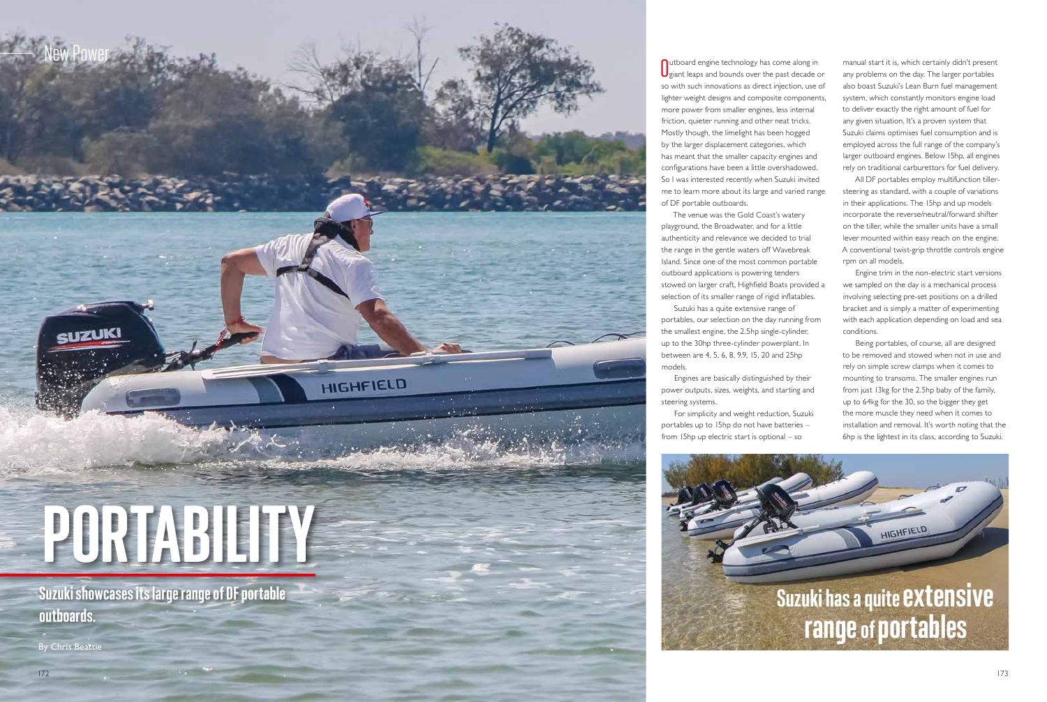New Power

# PORTABILITY

## Suzuki showcases its large range of DF portable outboards.

By Chris Beattie

Outboard engine technology has come along in giant leaps and bounds over the past decade or so with such innovations as direct injection, use of lighter weight designs and composite components, more power from smaller engines, less internal friction, quieter running and other neat tricks. Mostly though, the limelight has been hogged by the larger displacement categories, which has meant that the smaller capacity engines and configurations have been a little overshadowed. So I was interested recently when Suzuki invited me to learn more about its large and varied range of DF portable outboards.

The venue was the Gold Coast's watery playground, the Broadwater, and for a little authenticity and relevance we decided to trial the range in the gentle waters off Wavebreak Island. Since one of the most common portable outboard applications is powering tenders stowed on larger craft, Highfield Boats provided a selection of its smaller range of rigid inflatables.

Suzuki has a quite extensive range of portables, our selection on the day running from the smallest engine, the 2.5hp single-cylinder, up to the 30hp three-cylinder powerplant. In between are 4, 5, 6, 8, 9.9, 15, 20 and 25hp models.

Engines are basically distinguished by their power outputs, sizes, weights, and starting and steering systems.

For simplicity and weight reduction, Suzuki portables up to 15hp do not have batteries – from 15hp up electric start is optional – so manual start it is, which certainly didn't present any problems on the day. The larger portables also boast Suzuki's Lean Burn fuel management system, which constantly monitors engine load to deliver exactly the right amount of fuel for any given situation. It's a proven system that Suzuki claims optimises fuel consumption and is employed across the full range of the company's larger outboard engines. Below 15hp, all engines rely on traditional carburettors for fuel delivery.

All DF portables employ multifunction tiller-steering as standard, with a couple of variations in their applications. The 15hp and up models incorporate the reverse/neutral/forward shifter on the tiller, while the smaller units have a small lever mounted within easy reach on the engine. A conventional twist-grip throttle controls engine rpm on all models.

Engine trim in the non-electric start versions we sampled on the day is a mechanical process involving selecting pre-set positions on a drilled bracket and is simply a matter of experimenting with each application depending on load and sea conditions.

Being portables, of course, all are designed to be removed and stowed when not in use and rely on simple screw clamps when it comes to mounting to transoms. The smaller engines run from just 13kg for the 2.5hp baby of the family, up to 64kg for the 30, so the bigger they get the more muscle they need when it comes to installation and removal. It's worth noting that the 6hp is the lightest in its class, according to Suzuki.

**Suzuki has a quite extensive range of portables**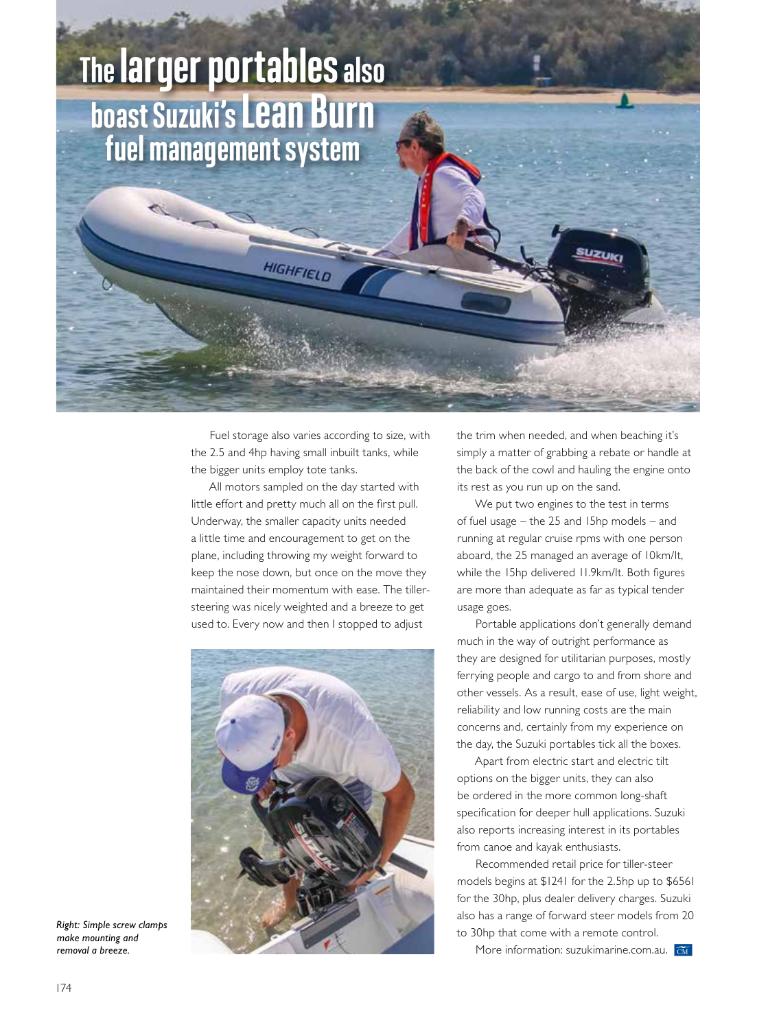# The larger portables also boast Suzuki's Lean Burn fuel management system

Fuel storage also varies according to size, with the 2.5 and 4hp having small inbuilt tanks, while the bigger units employ tote tanks.

All motors sampled on the day started with little effort and pretty much all on the first pull. Underway, the smaller capacity units needed a little time and encouragement to get on the plane, including throwing my weight forward to keep the nose down, but once on the move they maintained their momentum with ease. The tiller-steering was nicely weighted and a breeze to get used to. Every now and then I stopped to adjust the trim when needed, and when beaching it's simply a matter of grabbing a rebate or handle at the back of the cowl and hauling the engine onto its rest as you run up on the sand.

We put two engines to the test in terms of fuel usage – the 25 and 15hp models – and running at regular cruise rpms with one person aboard, the 25 managed an average of 10km/lt, while the 15hp delivered 11.9km/lt. Both figures are more than adequate as far as typical tender usage goes.

Portable applications don't generally demand much in the way of outright performance as they are designed for utilitarian purposes, mostly ferrying people and cargo to and from shore and other vessels. As a result, ease of use, light weight, reliability and low running costs are the main concerns and, certainly from my experience on the day, the Suzuki portables tick all the boxes.

Apart from electric start and electric tilt options on the bigger units, they can also be ordered in the more common long-shaft specification for deeper hull applications. Suzuki also reports increasing interest in its portables from canoe and kayak enthusiasts.

Recommended retail price for tiller-steer models begins at $1241 for the 2.5hp up to $6561 for the 30hp, plus dealer delivery charges. Suzuki also has a range of forward steer models from 20 to 30hp that come with a remote control.

More information: suzukimarine.com.au.

*Right: Simple screw clamps make mounting and removal a breeze.*